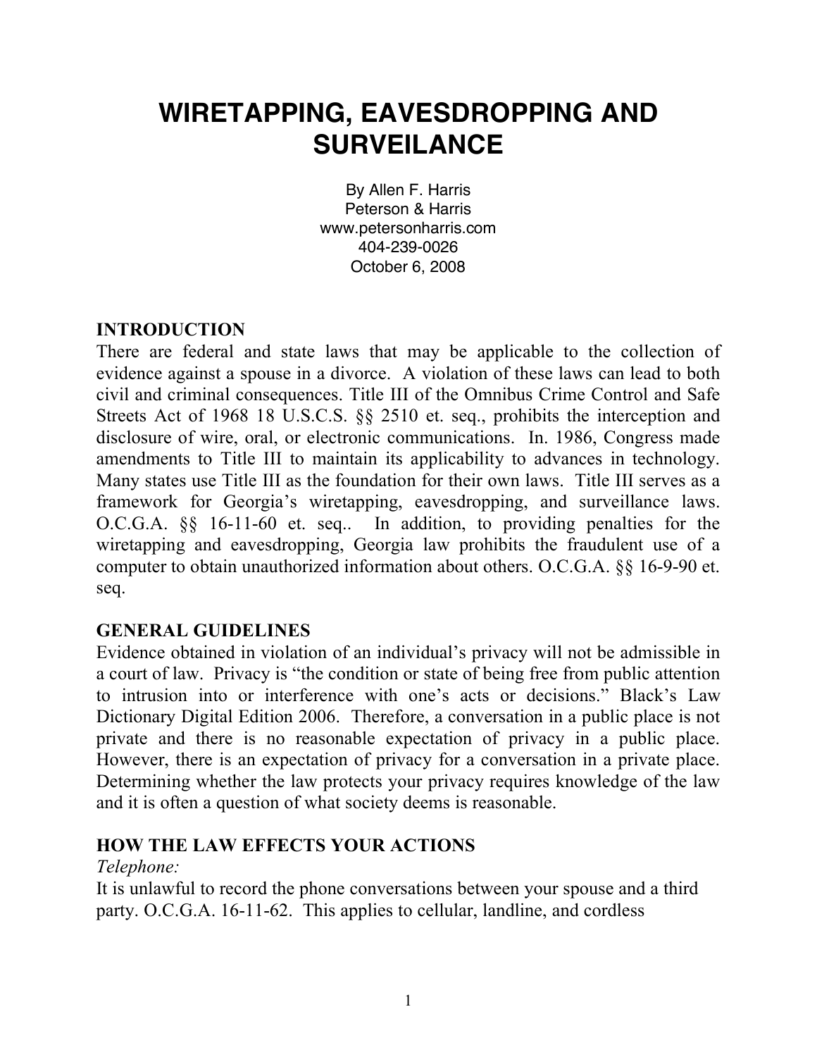# WIRETAPPING, EAVESDROPPING AND SURVEILANCE

By Allen F. Harris
Peterson & Harris
www.petersonharris.com
404-239-0026
October 6, 2008

## INTRODUCTION

There are federal and state laws that may be applicable to the collection of evidence against a spouse in a divorce. A violation of these laws can lead to both civil and criminal consequences. Title III of the Omnibus Crime Control and Safe Streets Act of 1968 18 U.S.C.S. §§ 2510 et. seq., prohibits the interception and disclosure of wire, oral, or electronic communications. In. 1986, Congress made amendments to Title III to maintain its applicability to advances in technology. Many states use Title III as the foundation for their own laws. Title III serves as a framework for Georgia's wiretapping, eavesdropping, and surveillance laws. O.C.G.A. §§ 16-11-60 et. seq.. In addition, to providing penalties for the wiretapping and eavesdropping, Georgia law prohibits the fraudulent use of a computer to obtain unauthorized information about others. O.C.G.A. §§ 16-9-90 et. seq.

## GENERAL GUIDELINES

Evidence obtained in violation of an individual's privacy will not be admissible in a court of law. Privacy is "the condition or state of being free from public attention to intrusion into or interference with one's acts or decisions." Black's Law Dictionary Digital Edition 2006. Therefore, a conversation in a public place is not private and there is no reasonable expectation of privacy in a public place. However, there is an expectation of privacy for a conversation in a private place. Determining whether the law protects your privacy requires knowledge of the law and it is often a question of what society deems is reasonable.

## HOW THE LAW EFFECTS YOUR ACTIONS

*Telephone:*

It is unlawful to record the phone conversations between your spouse and a third party. O.C.G.A. 16-11-62. This applies to cellular, landline, and cordless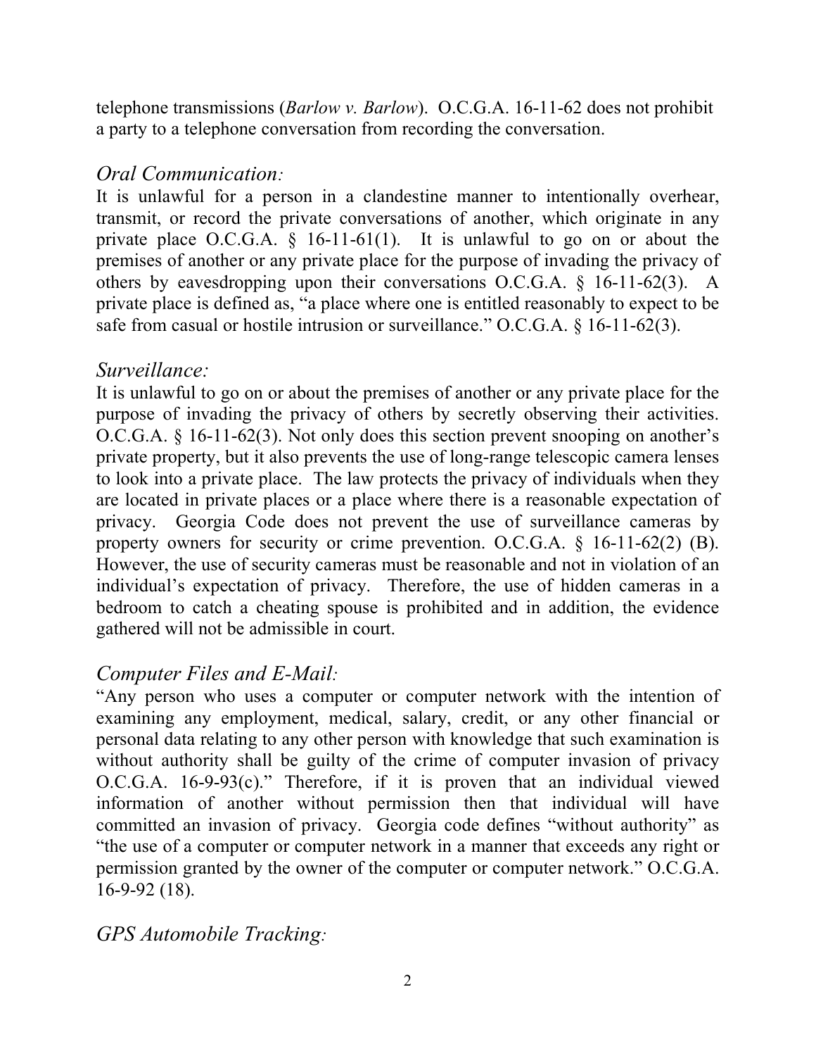telephone transmissions (*Barlow v. Barlow*). O.C.G.A. 16-11-62 does not prohibit a party to a telephone conversation from recording the conversation.

### *Oral Communication:*

It is unlawful for a person in a clandestine manner to intentionally overhear, transmit, or record the private conversations of another, which originate in any private place O.C.G.A. § 16-11-61(1). It is unlawful to go on or about the premises of another or any private place for the purpose of invading the privacy of others by eavesdropping upon their conversations O.C.G.A. § 16-11-62(3). A private place is defined as, "a place where one is entitled reasonably to expect to be safe from casual or hostile intrusion or surveillance." O.C.G.A. § 16-11-62(3).

### *Surveillance:*

It is unlawful to go on or about the premises of another or any private place for the purpose of invading the privacy of others by secretly observing their activities. O.C.G.A. § 16-11-62(3). Not only does this section prevent snooping on another's private property, but it also prevents the use of long-range telescopic camera lenses to look into a private place. The law protects the privacy of individuals when they are located in private places or a place where there is a reasonable expectation of privacy. Georgia Code does not prevent the use of surveillance cameras by property owners for security or crime prevention. O.C.G.A. § 16-11-62(2) (B). However, the use of security cameras must be reasonable and not in violation of an individual's expectation of privacy. Therefore, the use of hidden cameras in a bedroom to catch a cheating spouse is prohibited and in addition, the evidence gathered will not be admissible in court.

### *Computer Files and E-Mail:*

"Any person who uses a computer or computer network with the intention of examining any employment, medical, salary, credit, or any other financial or personal data relating to any other person with knowledge that such examination is without authority shall be guilty of the crime of computer invasion of privacy O.C.G.A. 16-9-93(c)." Therefore, if it is proven that an individual viewed information of another without permission then that individual will have committed an invasion of privacy. Georgia code defines "without authority" as "the use of a computer or computer network in a manner that exceeds any right or permission granted by the owner of the computer or computer network." O.C.G.A. 16-9-92 (18).

### *GPS Automobile Tracking:*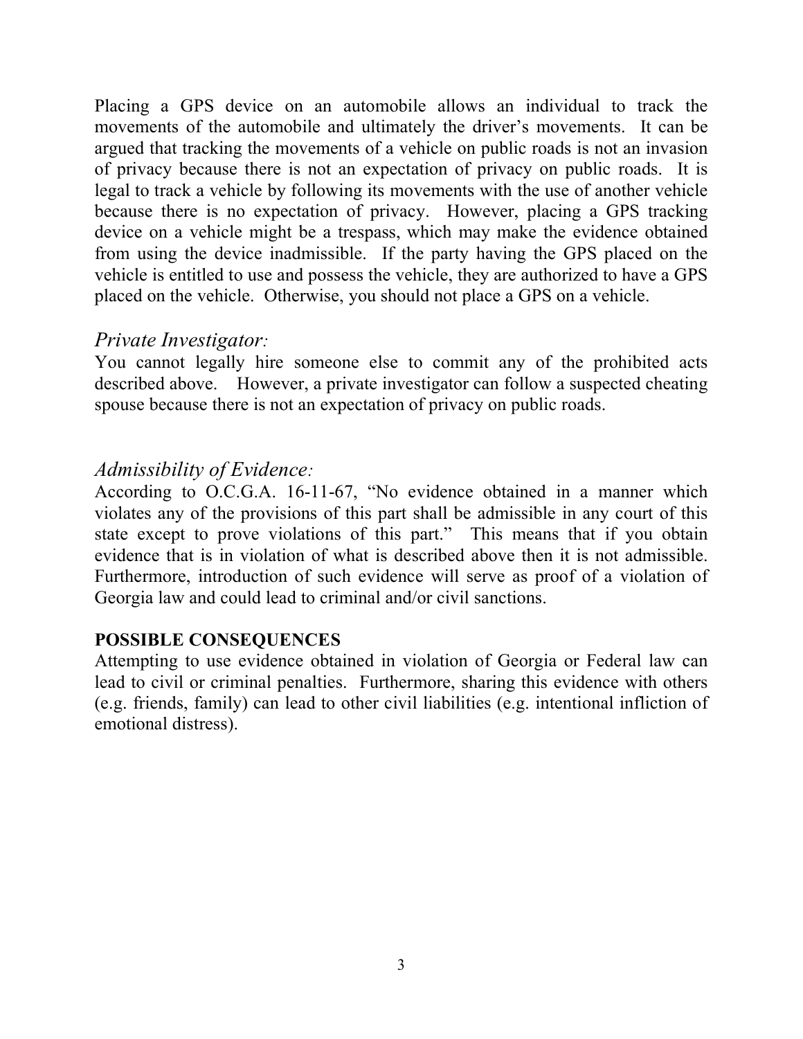Placing a GPS device on an automobile allows an individual to track the movements of the automobile and ultimately the driver's movements. It can be argued that tracking the movements of a vehicle on public roads is not an invasion of privacy because there is not an expectation of privacy on public roads. It is legal to track a vehicle by following its movements with the use of another vehicle because there is no expectation of privacy. However, placing a GPS tracking device on a vehicle might be a trespass, which may make the evidence obtained from using the device inadmissible. If the party having the GPS placed on the vehicle is entitled to use and possess the vehicle, they are authorized to have a GPS placed on the vehicle. Otherwise, you should not place a GPS on a vehicle.

### *Private Investigator:*

You cannot legally hire someone else to commit any of the prohibited acts described above. However, a private investigator can follow a suspected cheating spouse because there is not an expectation of privacy on public roads.

### *Admissibility of Evidence:*

According to O.C.G.A. 16-11-67, "No evidence obtained in a manner which violates any of the provisions of this part shall be admissible in any court of this state except to prove violations of this part." This means that if you obtain evidence that is in violation of what is described above then it is not admissible. Furthermore, introduction of such evidence will serve as proof of a violation of Georgia law and could lead to criminal and/or civil sanctions.

## POSSIBLE CONSEQUENCES

Attempting to use evidence obtained in violation of Georgia or Federal law can lead to civil or criminal penalties. Furthermore, sharing this evidence with others (e.g. friends, family) can lead to other civil liabilities (e.g. intentional infliction of emotional distress).